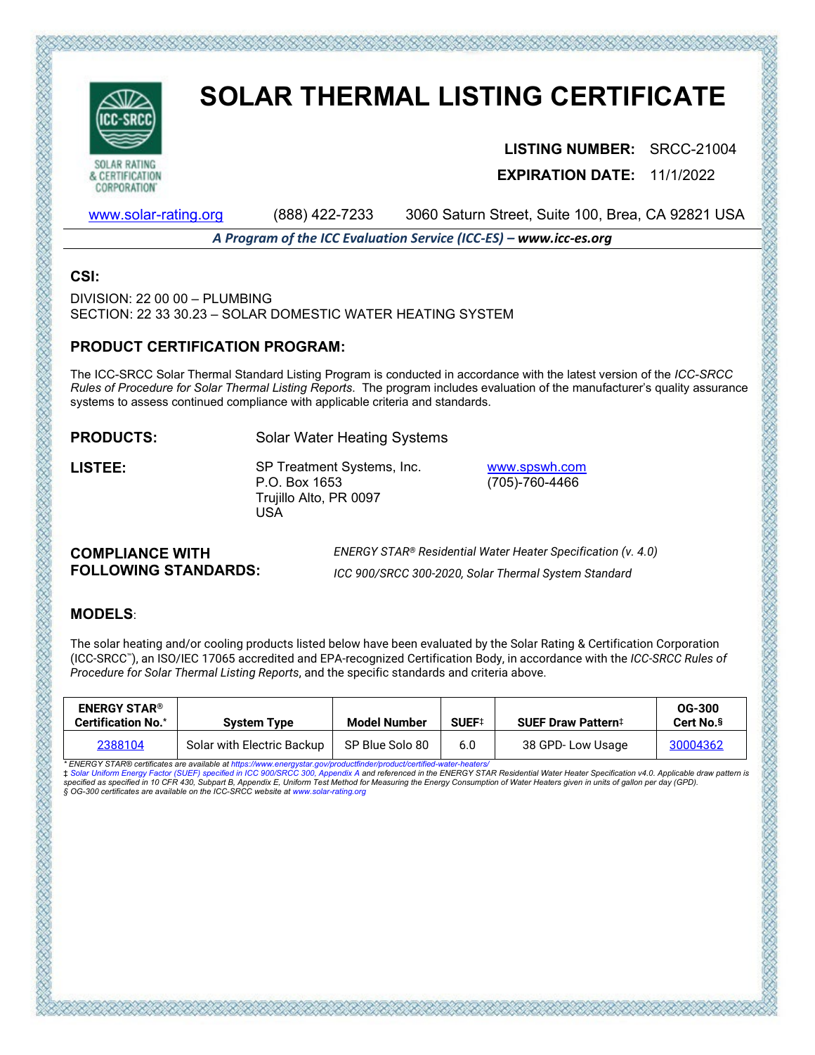# SOLAR THERMAL LISTING CERTIFICATE

SOLAR RATING & CERTIFICATION CORPORATION

**LISTING NUMBER:** SRCC-21004

**EXPIRATION DATE:** 11/1/2022

www.solar-rating.org (888) 422-7233 3060 Saturn Street, Suite 100, Brea, CA 92821 USA

***A Program of the ICC Evaluation Service (ICC-ES) – www.icc-es.org***

## CSI:

DIVISION: 22 00 00 – PLUMBING
SECTION: 22 33 30.23 – SOLAR DOMESTIC WATER HEATING SYSTEM

## PRODUCT CERTIFICATION PROGRAM:

The ICC-SRCC Solar Thermal Standard Listing Program is conducted in accordance with the latest version of the *ICC-SRCC Rules of Procedure for Solar Thermal Listing Reports*. The program includes evaluation of the manufacturer's quality assurance systems to assess continued compliance with applicable criteria and standards.

**PRODUCTS:** Solar Water Heating Systems

**LISTEE:** SP Treatment Systems, Inc.
P.O. Box 1653
Trujillo Alto, PR 0097
USA

www.spswh.com
(705)-760-4466

**COMPLIANCE WITH FOLLOWING STANDARDS:**

*ENERGY STAR® Residential Water Heater Specification (v. 4.0)*

*ICC 900/SRCC 300-2020, Solar Thermal System Standard*

## MODELS:

The solar heating and/or cooling products listed below have been evaluated by the Solar Rating & Certification Corporation (ICC-SRCC™), an ISO/IEC 17065 accredited and EPA-recognized Certification Body, in accordance with the *ICC-SRCC Rules of Procedure for Solar Thermal Listing Reports*, and the specific standards and criteria above.

| ENERGY STAR® Certification No.* | System Type | Model Number | SUEF‡ | SUEF Draw Pattern‡ | OG-300 Cert No.§ |
|---|---|---|---|---|---|
| 2388104 | Solar with Electric Backup | SP Blue Solo 80 | 6.0 | 38 GPD- Low Usage | 30004362 |

*\* ENERGY STAR® certificates are available at https://www.energystar.gov/productfinder/product/certified-water-heaters/*
*‡ Solar Uniform Energy Factor (SUEF) specified in ICC 900/SRCC 300, Appendix A and referenced in the ENERGY STAR Residential Water Heater Specification v4.0. Applicable draw pattern is specified as specified in 10 CFR 430, Subpart B, Appendix E, Uniform Test Method for Measuring the Energy Consumption of Water Heaters given in units of gallon per day (GPD).*
*§ OG-300 certificates are available on the ICC-SRCC website at www.solar-rating.org*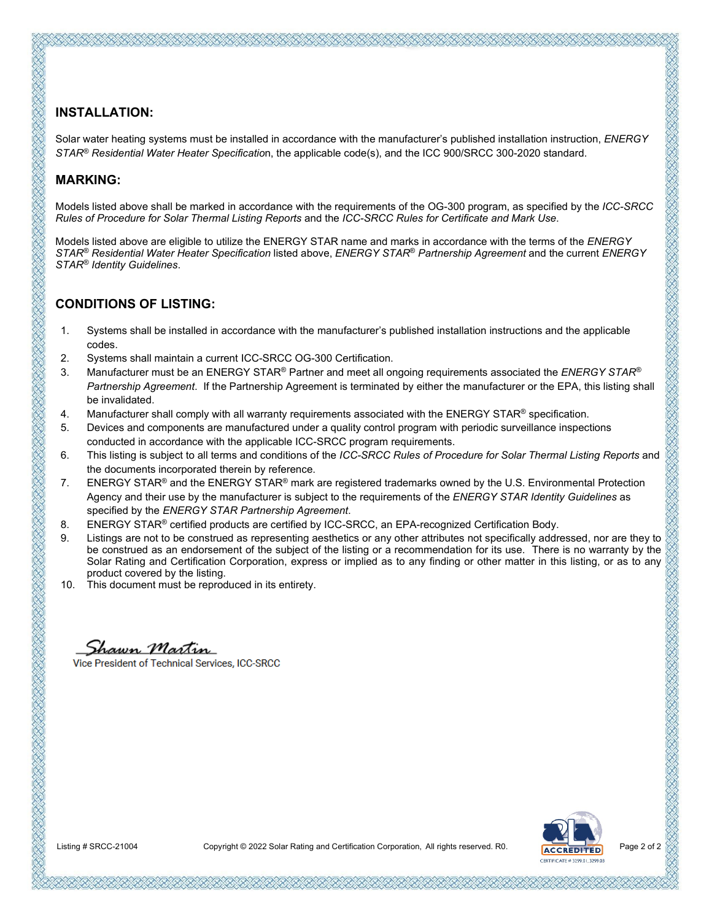## INSTALLATION:

Solar water heating systems must be installed in accordance with the manufacturer's published installation instruction, *ENERGY STAR® Residential Water Heater Specification*, the applicable code(s), and the ICC 900/SRCC 300-2020 standard.

## MARKING:

Models listed above shall be marked in accordance with the requirements of the OG-300 program, as specified by the *ICC-SRCC Rules of Procedure for Solar Thermal Listing Reports* and the *ICC-SRCC Rules for Certificate and Mark Use*.

Models listed above are eligible to utilize the ENERGY STAR name and marks in accordance with the terms of the *ENERGY STAR® Residential Water Heater Specification* listed above, *ENERGY STAR® Partnership Agreement* and the current *ENERGY STAR® Identity Guidelines*.

## CONDITIONS OF LISTING:

1. Systems shall be installed in accordance with the manufacturer's published installation instructions and the applicable codes.
2. Systems shall maintain a current ICC-SRCC OG-300 Certification.
3. Manufacturer must be an ENERGY STAR® Partner and meet all ongoing requirements associated the *ENERGY STAR® Partnership Agreement*. If the Partnership Agreement is terminated by either the manufacturer or the EPA, this listing shall be invalidated.
4. Manufacturer shall comply with all warranty requirements associated with the ENERGY STAR® specification.
5. Devices and components are manufactured under a quality control program with periodic surveillance inspections conducted in accordance with the applicable ICC-SRCC program requirements.
6. This listing is subject to all terms and conditions of the *ICC-SRCC Rules of Procedure for Solar Thermal Listing Reports* and the documents incorporated therein by reference.
7. ENERGY STAR® and the ENERGY STAR® mark are registered trademarks owned by the U.S. Environmental Protection Agency and their use by the manufacturer is subject to the requirements of the *ENERGY STAR Identity Guidelines* as specified by the *ENERGY STAR Partnership Agreement*.
8. ENERGY STAR® certified products are certified by ICC-SRCC, an EPA-recognized Certification Body.
9. Listings are not to be construed as representing aesthetics or any other attributes not specifically addressed, nor are they to be construed as an endorsement of the subject of the listing or a recommendation for its use. There is no warranty by the Solar Rating and Certification Corporation, express or implied as to any finding or other matter in this listing, or as to any product covered by the listing.
10. This document must be reproduced in its entirety.

Shawn Martin
Vice President of Technical Services, ICC-SRCC

Listing # SRCC-21004 Copyright © 2022 Solar Rating and Certification Corporation, All rights reserved. R0.

ACCREDITED
CERTIFICATE # 3299.01, 3299.03